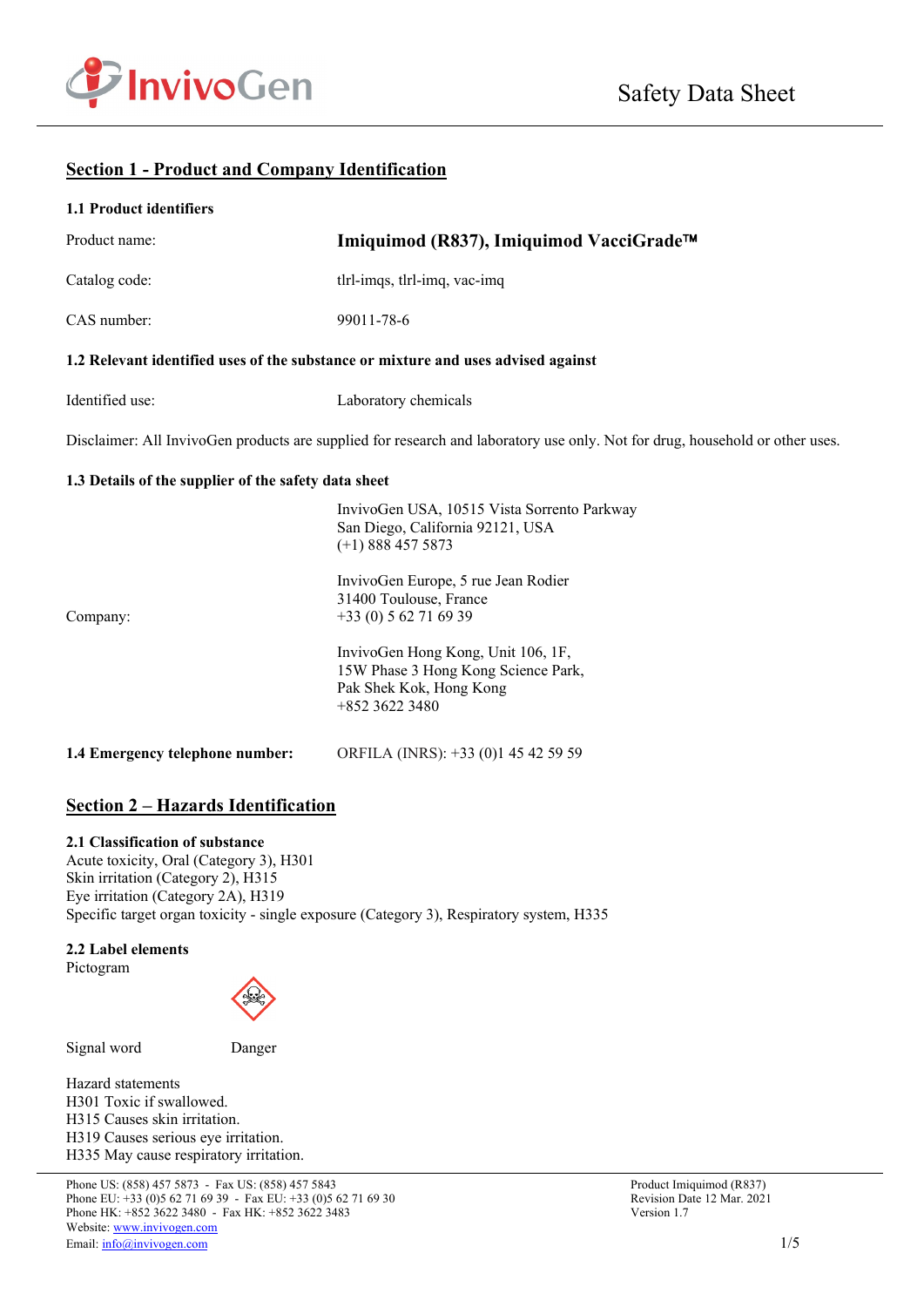# Safety Data Sheet

## Section 1 - Product and Company Identification

### 1.1 Product identifiers

| | |
|---|---|
| Product name: | **Imiquimod (R837), Imiquimod VacciGrade™** |
| Catalog code: | tlrl-imqs, tlrl-imq, vac-imq |
| CAS number: | 99011-78-6 |

### 1.2 Relevant identified uses of the substance or mixture and uses advised against

| | |
|---|---|
| Identified use: | Laboratory chemicals |

Disclaimer: All InvivoGen products are supplied for research and laboratory use only. Not for drug, household or other uses.

### 1.3 Details of the supplier of the safety data sheet

Company:

InvivoGen USA, 10515 Vista Sorrento Parkway
San Diego, California 92121, USA
(+1) 888 457 5873

InvivoGen Europe, 5 rue Jean Rodier
31400 Toulouse, France
+33 (0) 5 62 71 69 39

InvivoGen Hong Kong, Unit 106, 1F,
15W Phase 3 Hong Kong Science Park,
Pak Shek Kok, Hong Kong
+852 3622 3480

**1.4 Emergency telephone number:** ORFILA (INRS): +33 (0)1 45 42 59 59

## Section 2 – Hazards Identification

### 2.1 Classification of substance

Acute toxicity, Oral (Category 3), H301
Skin irritation (Category 2), H315
Eye irritation (Category 2A), H319
Specific target organ toxicity - single exposure (Category 3), Respiratory system, H335

### 2.2 Label elements

Pictogram

Signal word: Danger

Hazard statements
H301 Toxic if swallowed.
H315 Causes skin irritation.
H319 Causes serious eye irritation.
H335 May cause respiratory irritation.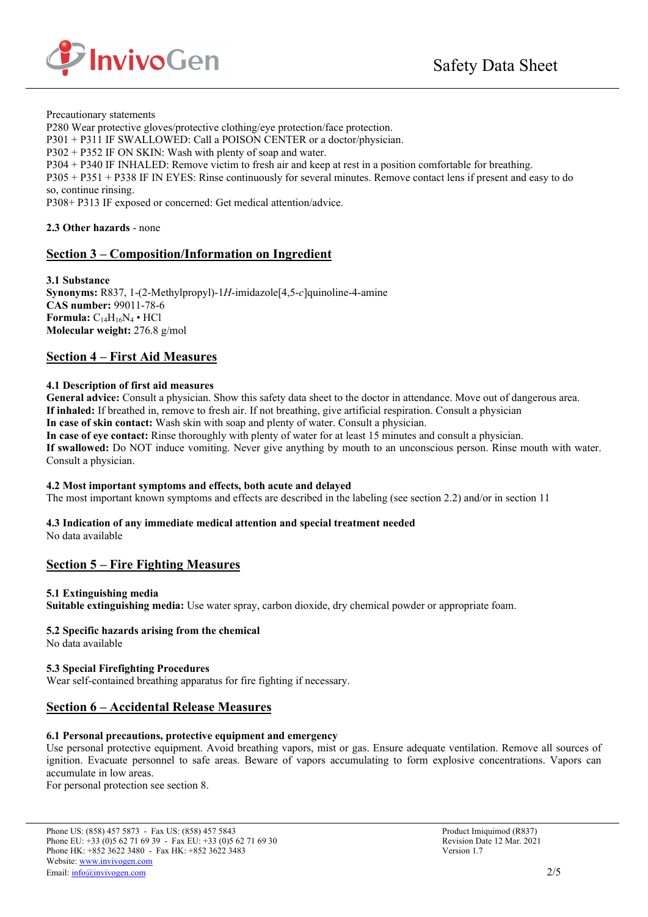Precautionary statements
P280 Wear protective gloves/protective clothing/eye protection/face protection.
P301 + P311 IF SWALLOWED: Call a POISON CENTER or a doctor/physician.
P302 + P352 IF ON SKIN: Wash with plenty of soap and water.
P304 + P340 IF INHALED: Remove victim to fresh air and keep at rest in a position comfortable for breathing.
P305 + P351 + P338 IF IN EYES: Rinse continuously for several minutes. Remove contact lens if present and easy to do so, continue rinsing.
P308+ P313 IF exposed or concerned: Get medical attention/advice.

**2.3 Other hazards** - none

## Section 3 – Composition/Information on Ingredient

**3.1 Substance**
**Synonyms:** R837, 1-(2-Methylpropyl)-1*H*-imidazole[4,5-*c*]quinoline-4-amine
**CAS number:** 99011-78-6
**Formula:** $C_{14}H_{16}N_4 \cdot HCl$
**Molecular weight:** 276.8 g/mol

## Section 4 – First Aid Measures

**4.1 Description of first aid measures**
**General advice:** Consult a physician. Show this safety data sheet to the doctor in attendance. Move out of dangerous area.
**If inhaled:** If breathed in, remove to fresh air. If not breathing, give artificial respiration. Consult a physician
**In case of skin contact:** Wash skin with soap and plenty of water. Consult a physician.
**In case of eye contact:** Rinse thoroughly with plenty of water for at least 15 minutes and consult a physician.
**If swallowed:** Do NOT induce vomiting. Never give anything by mouth to an unconscious person. Rinse mouth with water. Consult a physician.

**4.2 Most important symptoms and effects, both acute and delayed**
The most important known symptoms and effects are described in the labeling (see section 2.2) and/or in section 11

**4.3 Indication of any immediate medical attention and special treatment needed**
No data available

## Section 5 – Fire Fighting Measures

**5.1 Extinguishing media**
**Suitable extinguishing media:** Use water spray, carbon dioxide, dry chemical powder or appropriate foam.

**5.2 Specific hazards arising from the chemical**
No data available

**5.3 Special Firefighting Procedures**
Wear self-contained breathing apparatus for fire fighting if necessary.

## Section 6 – Accidental Release Measures

**6.1 Personal precautions, protective equipment and emergency**
Use personal protective equipment. Avoid breathing vapors, mist or gas. Ensure adequate ventilation. Remove all sources of ignition. Evacuate personnel to safe areas. Beware of vapors accumulating to form explosive concentrations. Vapors can accumulate in low areas.
For personal protection see section 8.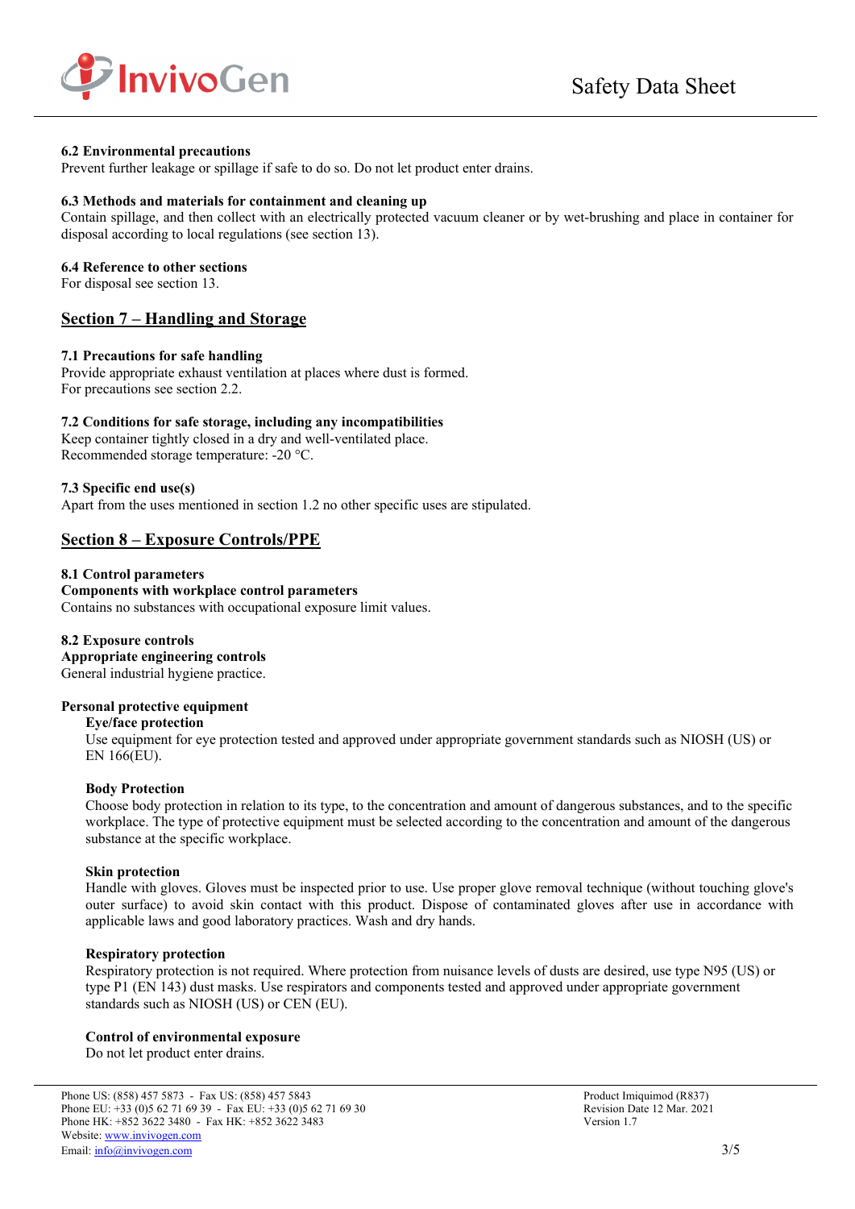### 6.2 Environmental precautions

Prevent further leakage or spillage if safe to do so. Do not let product enter drains.

### 6.3 Methods and materials for containment and cleaning up

Contain spillage, and then collect with an electrically protected vacuum cleaner or by wet-brushing and place in container for disposal according to local regulations (see section 13).

### 6.4 Reference to other sections

For disposal see section 13.

## Section 7 – Handling and Storage

### 7.1 Precautions for safe handling

Provide appropriate exhaust ventilation at places where dust is formed.
For precautions see section 2.2.

### 7.2 Conditions for safe storage, including any incompatibilities

Keep container tightly closed in a dry and well-ventilated place.
Recommended storage temperature: -20 °C.

### 7.3 Specific end use(s)

Apart from the uses mentioned in section 1.2 no other specific uses are stipulated.

## Section 8 – Exposure Controls/PPE

### 8.1 Control parameters

**Components with workplace control parameters**

Contains no substances with occupational exposure limit values.

### 8.2 Exposure controls

**Appropriate engineering controls**

General industrial hygiene practice.

**Personal protective equipment**

**Eye/face protection**

Use equipment for eye protection tested and approved under appropriate government standards such as NIOSH (US) or EN 166(EU).

**Body Protection**

Choose body protection in relation to its type, to the concentration and amount of dangerous substances, and to the specific workplace. The type of protective equipment must be selected according to the concentration and amount of the dangerous substance at the specific workplace.

**Skin protection**

Handle with gloves. Gloves must be inspected prior to use. Use proper glove removal technique (without touching glove's outer surface) to avoid skin contact with this product. Dispose of contaminated gloves after use in accordance with applicable laws and good laboratory practices. Wash and dry hands.

**Respiratory protection**

Respiratory protection is not required. Where protection from nuisance levels of dusts are desired, use type N95 (US) or type P1 (EN 143) dust masks. Use respirators and components tested and approved under appropriate government standards such as NIOSH (US) or CEN (EU).

**Control of environmental exposure**

Do not let product enter drains.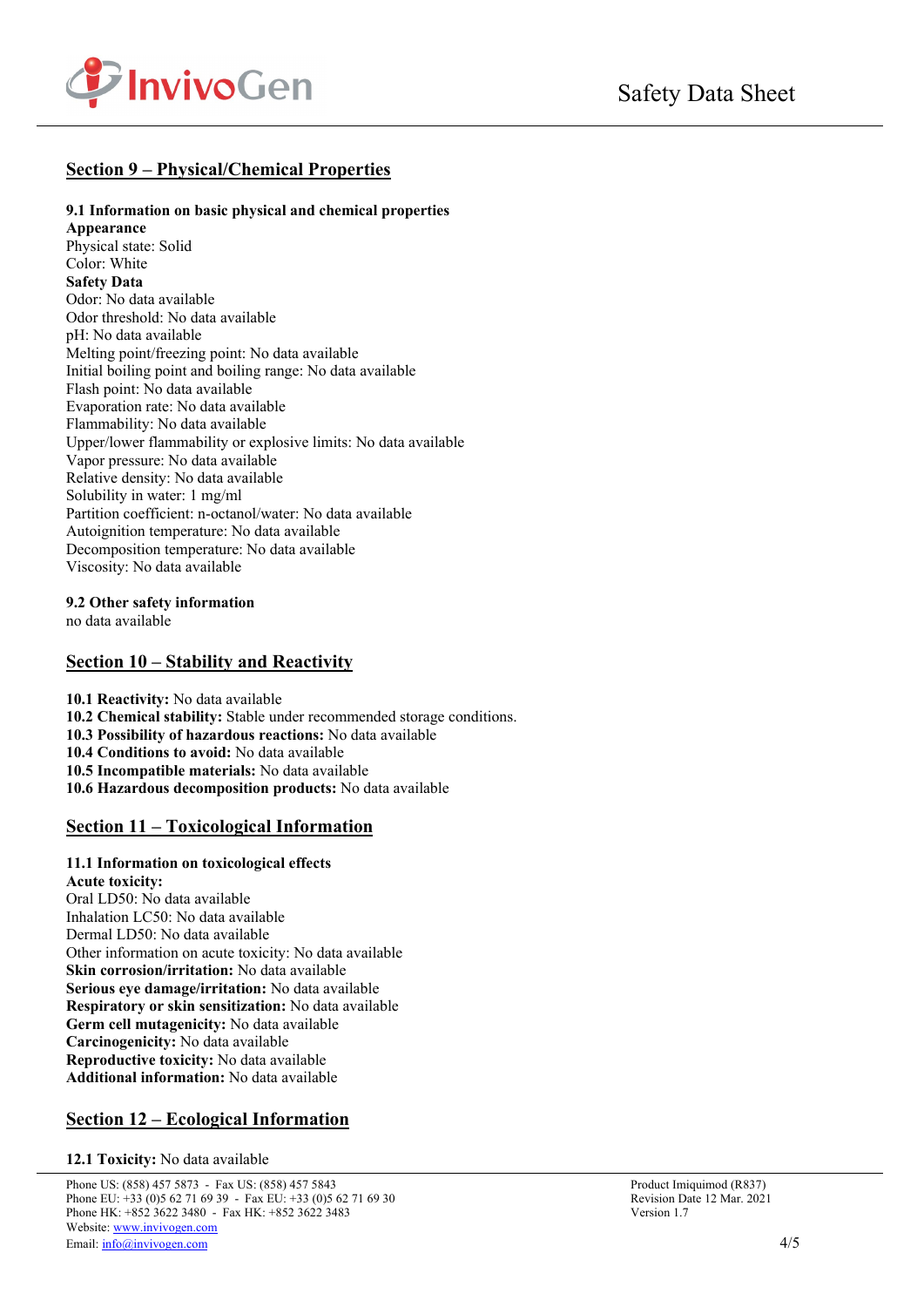## Section 9 – Physical/Chemical Properties

**9.1 Information on basic physical and chemical properties**

**Appearance**

Physical state: Solid
Color: White

**Safety Data**

Odor: No data available
Odor threshold: No data available
pH: No data available
Melting point/freezing point: No data available
Initial boiling point and boiling range: No data available
Flash point: No data available
Evaporation rate: No data available
Flammability: No data available
Upper/lower flammability or explosive limits: No data available
Vapor pressure: No data available
Relative density: No data available
Solubility in water: 1 mg/ml
Partition coefficient: n-octanol/water: No data available
Autoignition temperature: No data available
Decomposition temperature: No data available
Viscosity: No data available

**9.2 Other safety information**

no data available

## Section 10 – Stability and Reactivity

**10.1 Reactivity:** No data available
**10.2 Chemical stability:** Stable under recommended storage conditions.
**10.3 Possibility of hazardous reactions:** No data available
**10.4 Conditions to avoid:** No data available
**10.5 Incompatible materials:** No data available
**10.6 Hazardous decomposition products:** No data available

## Section 11 – Toxicological Information

**11.1 Information on toxicological effects**

**Acute toxicity:**

Oral LD50: No data available
Inhalation LC50: No data available
Dermal LD50: No data available
Other information on acute toxicity: No data available
**Skin corrosion/irritation:** No data available
**Serious eye damage/irritation:** No data available
**Respiratory or skin sensitization:** No data available
**Germ cell mutagenicity:** No data available
**Carcinogenicity:** No data available
**Reproductive toxicity:** No data available
**Additional information:** No data available

## Section 12 – Ecological Information

**12.1 Toxicity:** No data available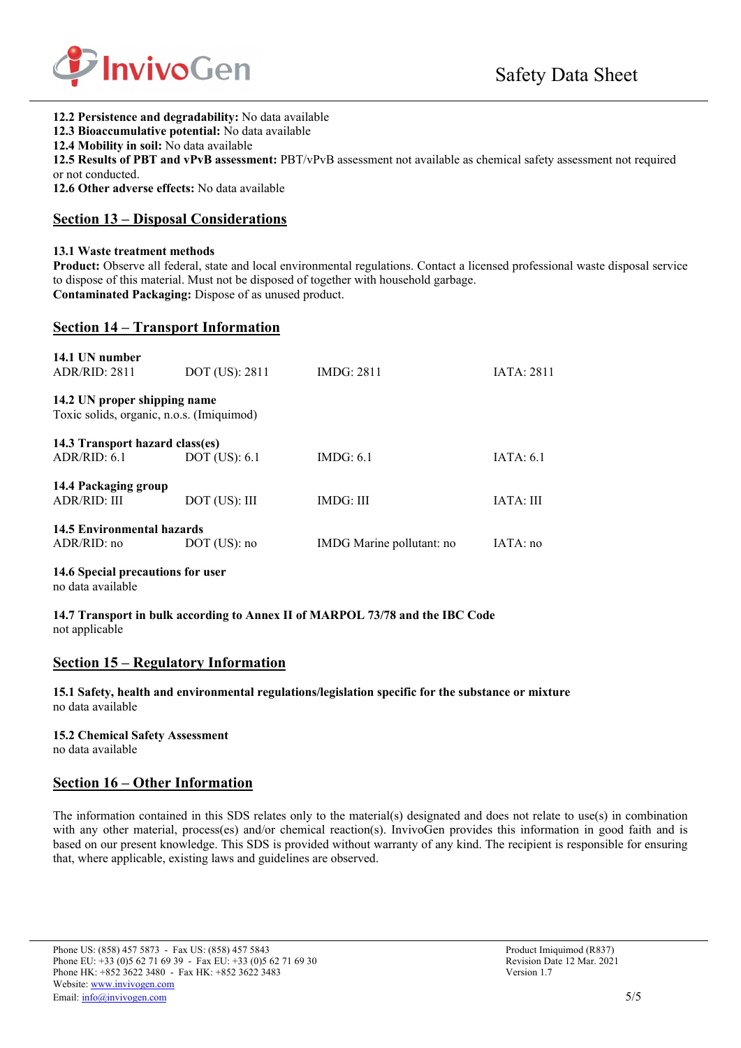**12.2 Persistence and degradability:** No data available
**12.3 Bioaccumulative potential:** No data available
**12.4 Mobility in soil:** No data available
**12.5 Results of PBT and vPvB assessment:** PBT/vPvB assessment not available as chemical safety assessment not required or not conducted.
**12.6 Other adverse effects:** No data available

## Section 13 – Disposal Considerations

**13.1 Waste treatment methods**
**Product:** Observe all federal, state and local environmental regulations. Contact a licensed professional waste disposal service to dispose of this material. Must not be disposed of together with household garbage.
**Contaminated Packaging:** Dispose of as unused product.

## Section 14 – Transport Information

**14.1 UN number**

| | | | |
|---|---|---|---|
| ADR/RID: 2811 | DOT (US): 2811 | IMDG: 2811 | IATA: 2811 |

**14.2 UN proper shipping name**
Toxic solids, organic, n.o.s. (Imiquimod)

**14.3 Transport hazard class(es)**

| | | | |
|---|---|---|---|
| ADR/RID: 6.1 | DOT (US): 6.1 | IMDG: 6.1 | IATA: 6.1 |

**14.4 Packaging group**

| | | | |
|---|---|---|---|
| ADR/RID: III | DOT (US): III | IMDG: III | IATA: III |

**14.5 Environmental hazards**

| | | | |
|---|---|---|---|
| ADR/RID: no | DOT (US): no | IMDG Marine pollutant: no | IATA: no |

**14.6 Special precautions for user**
no data available

**14.7 Transport in bulk according to Annex II of MARPOL 73/78 and the IBC Code**
not applicable

## Section 15 – Regulatory Information

**15.1 Safety, health and environmental regulations/legislation specific for the substance or mixture**
no data available

**15.2 Chemical Safety Assessment**
no data available

## Section 16 – Other Information

The information contained in this SDS relates only to the material(s) designated and does not relate to use(s) in combination with any other material, process(es) and/or chemical reaction(s). InvivoGen provides this information in good faith and is based on our present knowledge. This SDS is provided without warranty of any kind. The recipient is responsible for ensuring that, where applicable, existing laws and guidelines are observed.